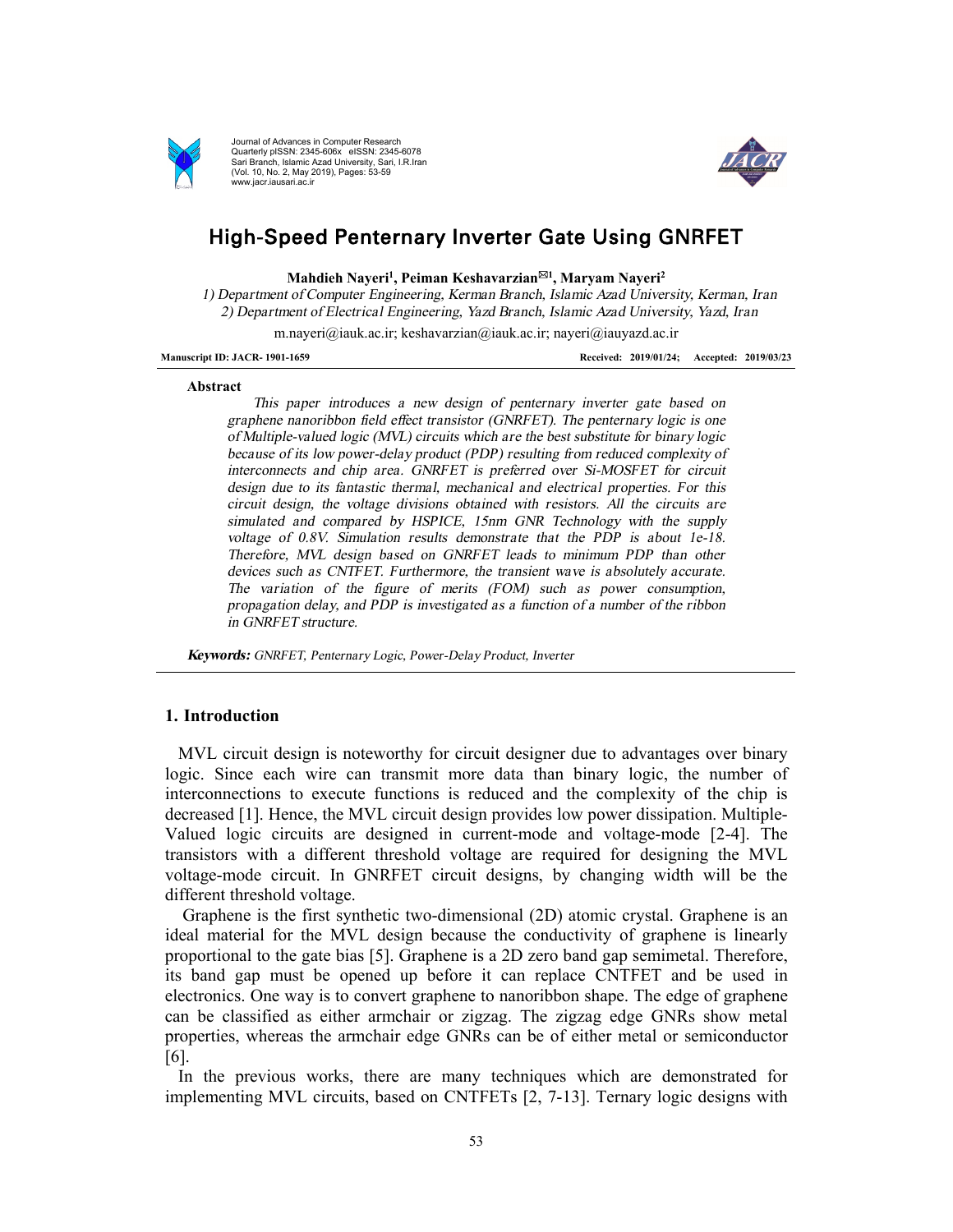# High-Speed Penternary Inverter Gate Using GNRFET

**Mahdieh Nayeri[1], Peiman Keshavarzian[✉1], Maryam Nayeri[2]**

*1) Department of Computer Engineering, Kerman Branch, Islamic Azad University, Kerman, Iran*
*2) Department of Electrical Engineering, Yazd Branch, Islamic Azad University, Yazd, Iran*

m.nayeri@iauk.ac.ir; keshavarzian@iauk.ac.ir; nayeri@iauyazd.ac.ir

**Manuscript ID: JACR- 1901-1659** **Received: 2019/01/24; Accepted: 2019/03/23**

**Abstract**

*This paper introduces a new design of penternary inverter gate based on graphene nanoribbon field effect transistor (GNRFET). The penternary logic is one of Multiple-valued logic (MVL) circuits which are the best substitute for binary logic because of its low power-delay product (PDP) resulting from reduced complexity of interconnects and chip area. GNRFET is preferred over Si-MOSFET for circuit design due to its fantastic thermal, mechanical and electrical properties. For this circuit design, the voltage divisions obtained with resistors. All the circuits are simulated and compared by HSPICE, 15nm GNR Technology with the supply voltage of 0.8V. Simulation results demonstrate that the PDP is about 1e-18. Therefore, MVL design based on GNRFET leads to minimum PDP than other devices such as CNTFET. Furthermore, the transient wave is absolutely accurate. The variation of the figure of merits (FOM) such as power consumption, propagation delay, and PDP is investigated as a function of a number of the ribbon in GNRFET structure.*

***Keywords:*** *GNRFET, Penternary Logic, Power-Delay Product, Inverter*

## 1. Introduction

MVL circuit design is noteworthy for circuit designer due to advantages over binary logic. Since each wire can transmit more data than binary logic, the number of interconnections to execute functions is reduced and the complexity of the chip is decreased [1]. Hence, the MVL circuit design provides low power dissipation. Multiple-Valued logic circuits are designed in current-mode and voltage-mode [2-4]. The transistors with a different threshold voltage are required for designing the MVL voltage-mode circuit. In GNRFET circuit designs, by changing width will be the different threshold voltage.

Graphene is the first synthetic two-dimensional (2D) atomic crystal. Graphene is an ideal material for the MVL design because the conductivity of graphene is linearly proportional to the gate bias [5]. Graphene is a 2D zero band gap semimetal. Therefore, its band gap must be opened up before it can replace CNTFET and be used in electronics. One way is to convert graphene to nanoribbon shape. The edge of graphene can be classified as either armchair or zigzag. The zigzag edge GNRs show metal properties, whereas the armchair edge GNRs can be of either metal or semiconductor [6].

In the previous works, there are many techniques which are demonstrated for implementing MVL circuits, based on CNTFETs [2, 7-13]. Ternary logic designs with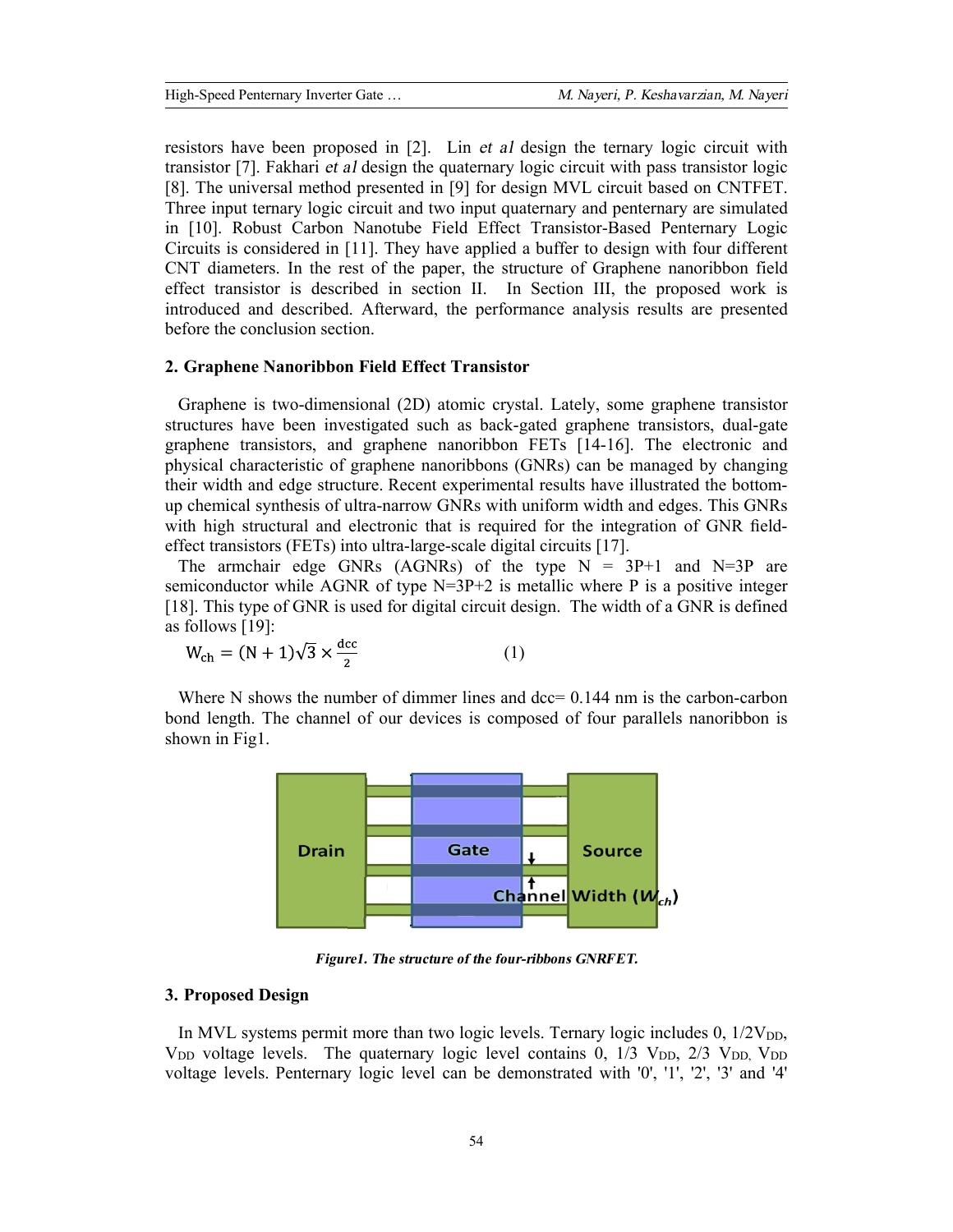resistors have been proposed in [2]. Lin *et al* design the ternary logic circuit with transistor [7]. Fakhari *et al* design the quaternary logic circuit with pass transistor logic [8]. The universal method presented in [9] for design MVL circuit based on CNTFET. Three input ternary logic circuit and two input quaternary and penternary are simulated in [10]. Robust Carbon Nanotube Field Effect Transistor-Based Penternary Logic Circuits is considered in [11]. They have applied a buffer to design with four different CNT diameters. In the rest of the paper, the structure of Graphene nanoribbon field effect transistor is described in section II. In Section III, the proposed work is introduced and described. Afterward, the performance analysis results are presented before the conclusion section.

## 2. Graphene Nanoribbon Field Effect Transistor

Graphene is two-dimensional (2D) atomic crystal. Lately, some graphene transistor structures have been investigated such as back-gated graphene transistors, dual-gate graphene transistors, and graphene nanoribbon FETs [14-16]. The electronic and physical characteristic of graphene nanoribbons (GNRs) can be managed by changing their width and edge structure. Recent experimental results have illustrated the bottom-up chemical synthesis of ultra-narrow GNRs with uniform width and edges. This GNRs with high structural and electronic that is required for the integration of GNR field-effect transistors (FETs) into ultra-large-scale digital circuits [17].

The armchair edge GNRs (AGNRs) of the type N = 3P+1 and N=3P are semiconductor while AGNR of type N=3P+2 is metallic where P is a positive integer [18]. This type of GNR is used for digital circuit design. The width of a GNR is defined as follows [19]:

$$W_{ch} = (N+1)\sqrt{3} \times \frac{dcc}{2} \qquad (1)$$

Where N shows the number of dimmer lines and dcc= 0.144 nm is the carbon-carbon bond length. The channel of our devices is composed of four parallels nanoribbon is shown in Fig1.

*Figure1. The structure of the four-ribbons GNRFET.*

## 3. Proposed Design

In MVL systems permit more than two logic levels. Ternary logic includes 0, $1/2V_{DD}$, $V_{DD}$ voltage levels. The quaternary logic level contains 0, 1/3 $V_{DD}$, 2/3 $V_{DD}$, $V_{DD}$ voltage levels. Penternary logic level can be demonstrated with '0', '1', '2', '3' and '4'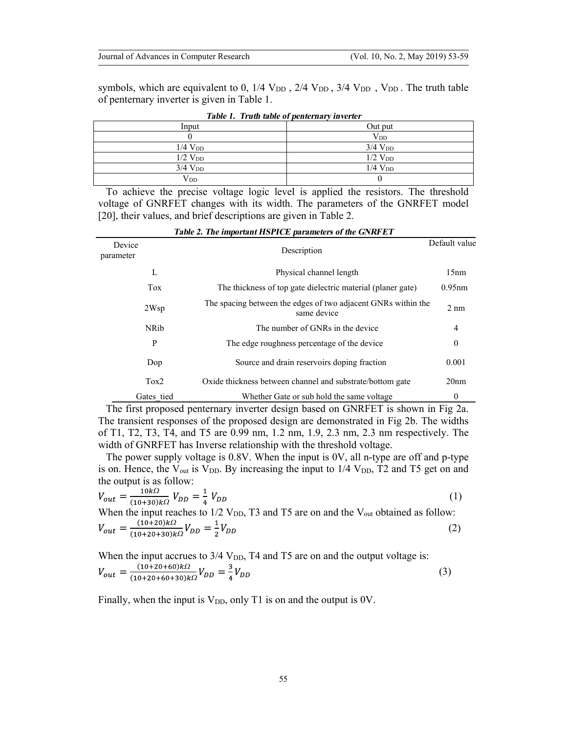symbols, which are equivalent to 0, 1/4 $V_{DD}$ , 2/4 $V_{DD}$ , 3/4 $V_{DD}$ , $V_{DD}$ . The truth table of penternary inverter is given in Table 1.

***Table 1. Truth table of penternary inverter***

| Input | Out put |
|---|---|
| 0 | $V_{DD}$ |
| 1/4 $V_{DD}$ | 3/4 $V_{DD}$ |
| 1/2 $V_{DD}$ | 1/2 $V_{DD}$ |
| 3/4 $V_{DD}$ | 1/4 $V_{DD}$ |
| $V_{DD}$ | 0 |

To achieve the precise voltage logic level is applied the resistors. The threshold voltage of GNRFET changes with its width. The parameters of the GNRFET model [20], their values, and brief descriptions are given in Table 2.

***Table 2. The important HSPICE parameters of the GNRFET***

| Device parameter | Description | Default value |
|---|---|---|
| L | Physical channel length | 15nm |
| Tox | The thickness of top gate dielectric material (planer gate) | 0.95nm |
| 2Wsp | The spacing between the edges of two adjacent GNRs within the same device | 2 nm |
| NRib | The number of GNRs in the device | 4 |
| P | The edge roughness percentage of the device | 0 |
| Dop | Source and drain reservoirs doping fraction | 0.001 |
| Tox2 | Oxide thickness between channel and substrate/bottom gate | 20nm |
| Gates_tied | Whether Gate or sub hold the same voltage | 0 |

The first proposed penternary inverter design based on GNRFET is shown in Fig 2a. The transient responses of the proposed design are demonstrated in Fig 2b. The widths of T1, T2, T3, T4, and T5 are 0.99 nm, 1.2 nm, 1.9, 2.3 nm, 2.3 nm respectively. The width of GNRFET has Inverse relationship with the threshold voltage.

The power supply voltage is 0.8V. When the input is 0V, all n-type are off and p-type is on. Hence, the $V_{out}$ is $V_{DD}$. By increasing the input to 1/4 $V_{DD}$, T2 and T5 get on and the output is as follow:

$$V_{out} = \frac{10k\Omega}{(10+30)k\Omega} V_{DD} = \frac{1}{4} V_{DD} \tag{1}$$

When the input reaches to 1/2 $V_{DD}$, T3 and T5 are on and the $V_{out}$ obtained as follow:

$$V_{out} = \frac{(10+20)k\Omega}{(10+20+30)k\Omega} V_{DD} = \frac{1}{2} V_{DD} \tag{2}$$

When the input accrues to 3/4 $V_{DD}$, T4 and T5 are on and the output voltage is:

$$V_{out} = \frac{(10+20+60)k\Omega}{(10+20+60+30)k\Omega} V_{DD} = \frac{3}{4} V_{DD} \tag{3}$$

Finally, when the input is $V_{DD}$, only T1 is on and the output is 0V.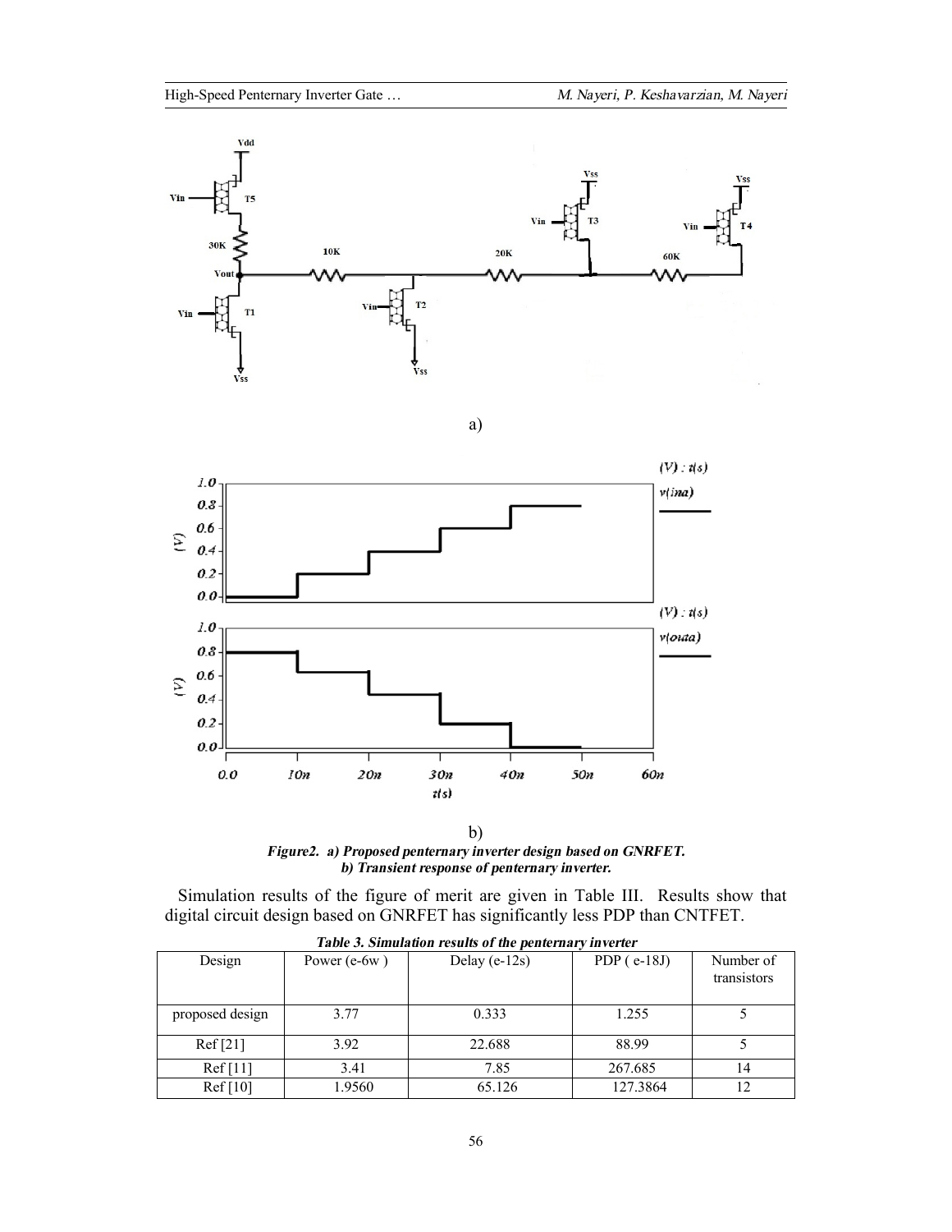a)

b)

***Figure2. a) Proposed penternary inverter design based on GNRFET.***
***b) Transient response of penternary inverter.***

Simulation results of the figure of merit are given in Table III. Results show that digital circuit design based on GNRFET has significantly less PDP than CNTFET.

***Table 3. Simulation results of the penternary inverter***

| Design | Power (e-6w ) | Delay (e-12s) | PDP ( e-18J) | Number of transistors |
|---|---|---|---|---|
| proposed design | 3.77 | 0.333 | 1.255 | 5 |
| Ref [21] | 3.92 | 22.688 | 88.99 | 5 |
| Ref [11] | 3.41 | 7.85 | 267.685 | 14 |
| Ref [10] | 1.9560 | 65.126 | 127.3864 | 12 |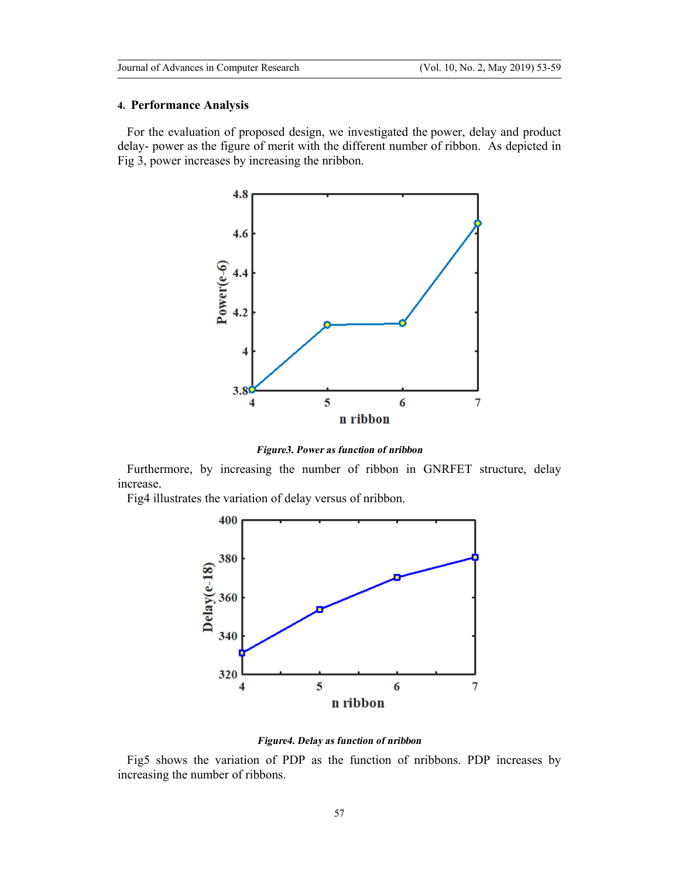## 4. Performance Analysis

For the evaluation of proposed design, we investigated the power, delay and product delay- power as the figure of merit with the different number of ribbon. As depicted in Fig 3, power increases by increasing the nribbon.

*Figure3. Power as function of nribbon*

Furthermore, by increasing the number of ribbon in GNRFET structure, delay increase.

Fig4 illustrates the variation of delay versus of nribbon.

*Figure4. Delay as function of nribbon*

Fig5 shows the variation of PDP as the function of nribbons. PDP increases by increasing the number of ribbons.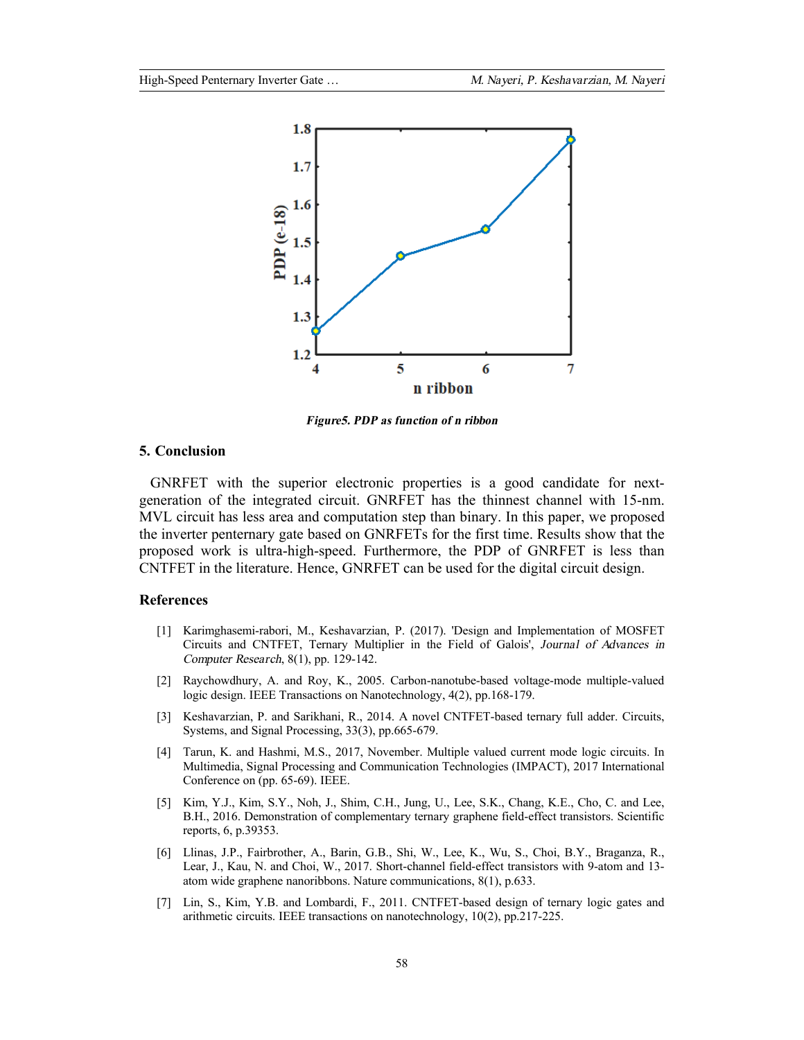*Figure5. PDP as function of n ribbon*

## 5. Conclusion

GNRFET with the superior electronic properties is a good candidate for next-generation of the integrated circuit. GNRFET has the thinnest channel with 15-nm. MVL circuit has less area and computation step than binary. In this paper, we proposed the inverter pentenary gate based on GNRFETs for the first time. Results show that the proposed work is ultra-high-speed. Furthermore, the PDP of GNRFET is less than CNTFET in the literature. Hence, GNRFET can be used for the digital circuit design.

## References

[1] Karimghasemi-rabori, M., Keshavarzian, P. (2017). 'Design and Implementation of MOSFET Circuits and CNTFET, Ternary Multiplier in the Field of Galois', *Journal of Advances in Computer Research*, 8(1), pp. 129-142.

[2] Raychowdhury, A. and Roy, K., 2005. Carbon-nanotube-based voltage-mode multiple-valued logic design. IEEE Transactions on Nanotechnology, 4(2), pp.168-179.

[3] Keshavarzian, P. and Sarikhani, R., 2014. A novel CNTFET-based ternary full adder. Circuits, Systems, and Signal Processing, 33(3), pp.665-679.

[4] Tarun, K. and Hashmi, M.S., 2017, November. Multiple valued current mode logic circuits. In Multimedia, Signal Processing and Communication Technologies (IMPACT), 2017 International Conference on (pp. 65-69). IEEE.

[5] Kim, Y.J., Kim, S.Y., Noh, J., Shim, C.H., Jung, U., Lee, S.K., Chang, K.E., Cho, C. and Lee, B.H., 2016. Demonstration of complementary ternary graphene field-effect transistors. Scientific reports, 6, p.39353.

[6] Llinas, J.P., Fairbrother, A., Barin, G.B., Shi, W., Lee, K., Wu, S., Choi, B.Y., Braganza, R., Lear, J., Kau, N. and Choi, W., 2017. Short-channel field-effect transistors with 9-atom and 13-atom wide graphene nanoribbons. Nature communications, 8(1), p.633.

[7] Lin, S., Kim, Y.B. and Lombardi, F., 2011. CNTFET-based design of ternary logic gates and arithmetic circuits. IEEE transactions on nanotechnology, 10(2), pp.217-225.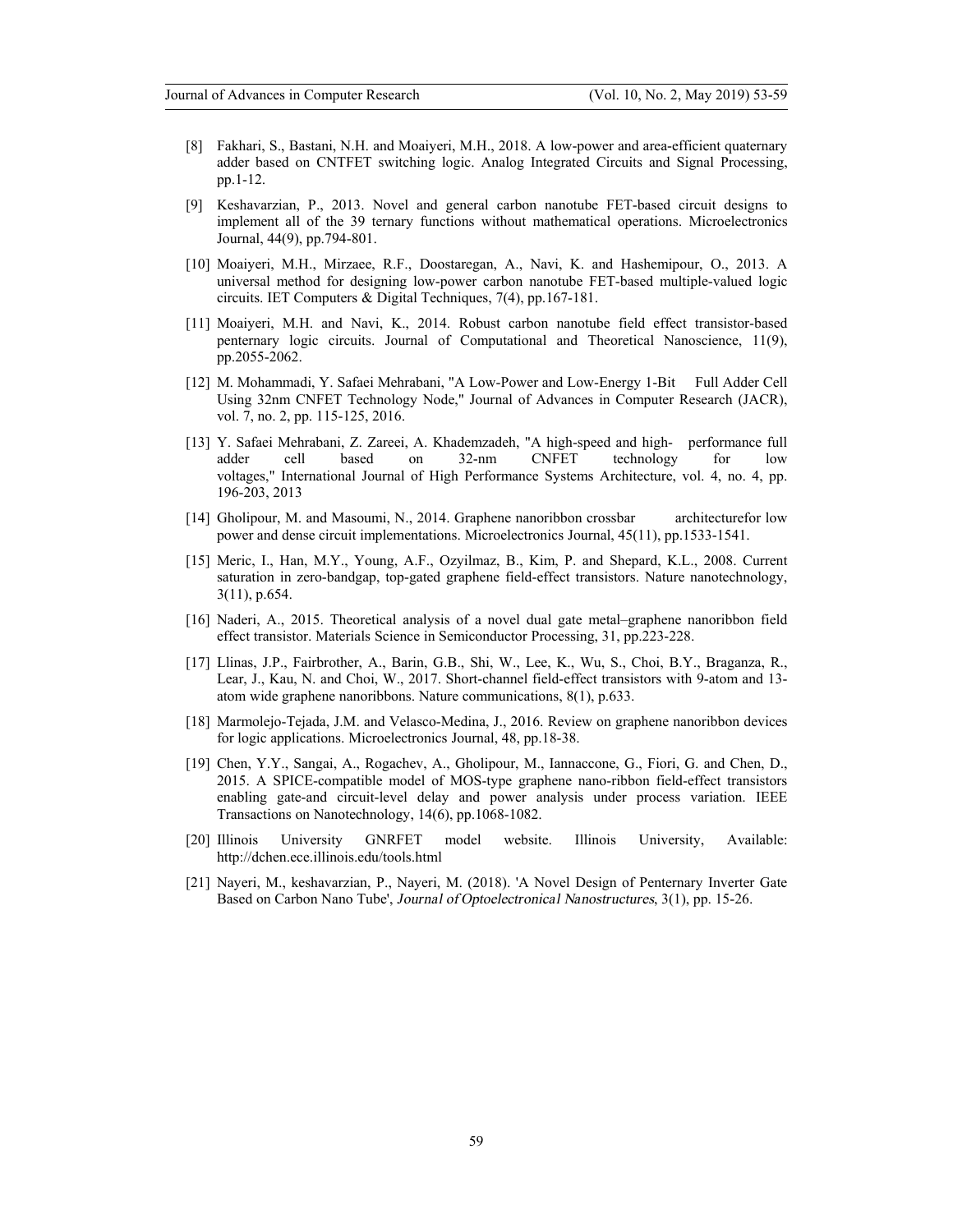[8] Fakhari, S., Bastani, N.H. and Moaiyeri, M.H., 2018. A low-power and area-efficient quaternary adder based on CNTFET switching logic. Analog Integrated Circuits and Signal Processing, pp.1-12.

[9] Keshavarzian, P., 2013. Novel and general carbon nanotube FET-based circuit designs to implement all of the 39 ternary functions without mathematical operations. Microelectronics Journal, 44(9), pp.794-801.

[10] Moaiyeri, M.H., Mirzaee, R.F., Doostaregan, A., Navi, K. and Hashemipour, O., 2013. A universal method for designing low-power carbon nanotube FET-based multiple-valued logic circuits. IET Computers & Digital Techniques, 7(4), pp.167-181.

[11] Moaiyeri, M.H. and Navi, K., 2014. Robust carbon nanotube field effect transistor-based penternary logic circuits. Journal of Computational and Theoretical Nanoscience, 11(9), pp.2055-2062.

[12] M. Mohammadi, Y. Safaei Mehrabani, "A Low-Power and Low-Energy 1-Bit Full Adder Cell Using 32nm CNFET Technology Node," Journal of Advances in Computer Research (JACR), vol. 7, no. 2, pp. 115-125, 2016.

[13] Y. Safaei Mehrabani, Z. Zareei, A. Khademzadeh, "A high-speed and high- performance full adder cell based on 32-nm CNFET technology for low voltages," International Journal of High Performance Systems Architecture, vol. 4, no. 4, pp. 196-203, 2013

[14] Gholipour, M. and Masoumi, N., 2014. Graphene nanoribbon crossbar architecturefor low power and dense circuit implementations. Microelectronics Journal, 45(11), pp.1533-1541.

[15] Meric, I., Han, M.Y., Young, A.F., Ozyilmaz, B., Kim, P. and Shepard, K.L., 2008. Current saturation in zero-bandgap, top-gated graphene field-effect transistors. Nature nanotechnology, 3(11), p.654.

[16] Naderi, A., 2015. Theoretical analysis of a novel dual gate metal–graphene nanoribbon field effect transistor. Materials Science in Semiconductor Processing, 31, pp.223-228.

[17] Llinas, J.P., Fairbrother, A., Barin, G.B., Shi, W., Lee, K., Wu, S., Choi, B.Y., Braganza, R., Lear, J., Kau, N. and Choi, W., 2017. Short-channel field-effect transistors with 9-atom and 13-atom wide graphene nanoribbons. Nature communications, 8(1), p.633.

[18] Marmolejo-Tejada, J.M. and Velasco-Medina, J., 2016. Review on graphene nanoribbon devices for logic applications. Microelectronics Journal, 48, pp.18-38.

[19] Chen, Y.Y., Sangai, A., Rogachev, A., Gholipour, M., Iannaccone, G., Fiori, G. and Chen, D., 2015. A SPICE-compatible model of MOS-type graphene nano-ribbon field-effect transistors enabling gate-and circuit-level delay and power analysis under process variation. IEEE Transactions on Nanotechnology, 14(6), pp.1068-1082.

[20] Illinois University GNRFET model website. Illinois University, Available: http://dchen.ece.illinois.edu/tools.html

[21] Nayeri, M., keshavarzian, P., Nayeri, M. (2018). 'A Novel Design of Penternary Inverter Gate Based on Carbon Nano Tube', *Journal of Optoelectronical Nanostructures*, 3(1), pp. 15-26.